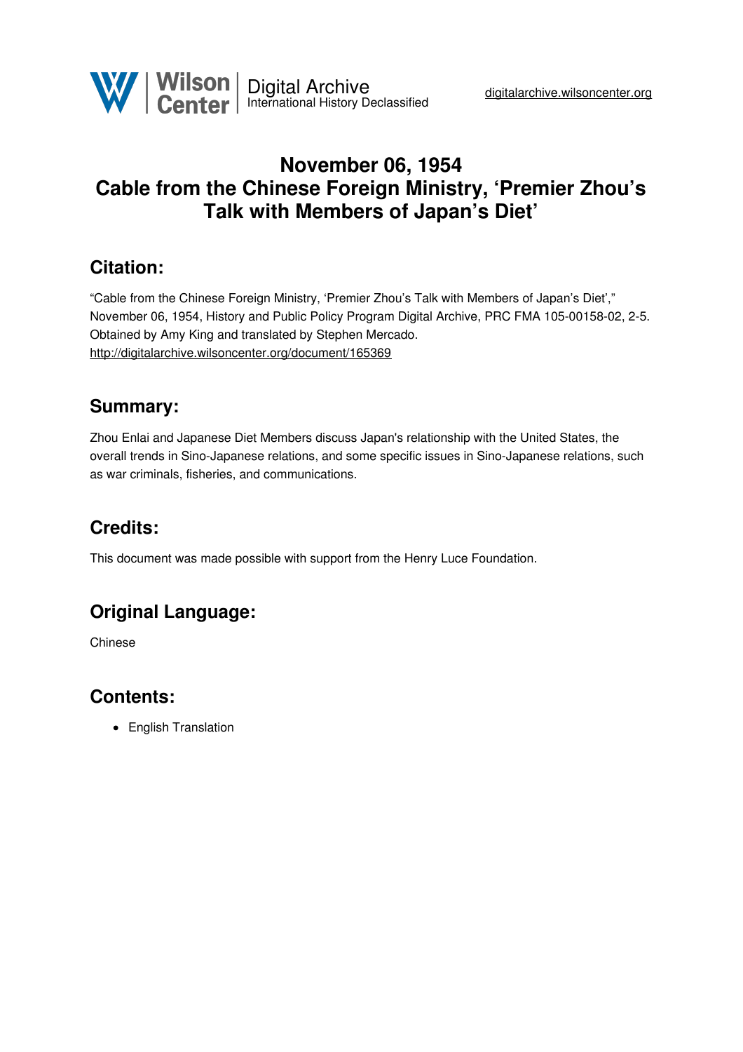# November 06, 1954
# Cable from the Chinese Foreign Ministry, 'Premier Zhou's Talk with Members of Japan's Diet'

## Citation:

"Cable from the Chinese Foreign Ministry, 'Premier Zhou's Talk with Members of Japan's Diet'," November 06, 1954, History and Public Policy Program Digital Archive, PRC FMA 105-00158-02, 2-5. Obtained by Amy King and translated by Stephen Mercado.
http://digitalarchive.wilsoncenter.org/document/165369

## Summary:

Zhou Enlai and Japanese Diet Members discuss Japan's relationship with the United States, the overall trends in Sino-Japanese relations, and some specific issues in Sino-Japanese relations, such as war criminals, fisheries, and communications.

## Credits:

This document was made possible with support from the Henry Luce Foundation.

## Original Language:

Chinese

## Contents:

- English Translation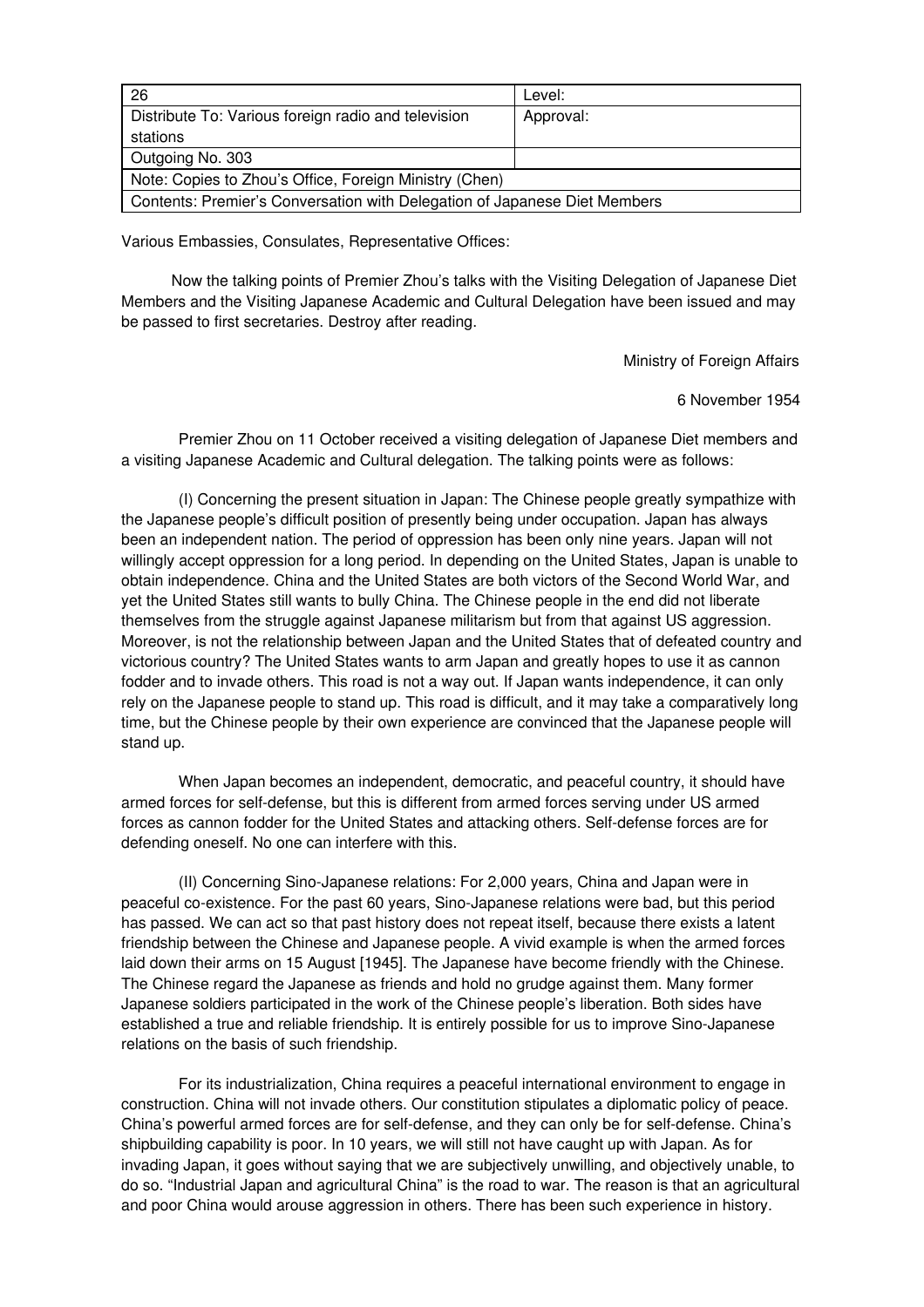| 26 | Level: |
|---|---|
| Distribute To: Various foreign radio and television stations | Approval: |
| Outgoing No. 303 | |
| Note: Copies to Zhou's Office, Foreign Ministry (Chen) | |
| Contents: Premier's Conversation with Delegation of Japanese Diet Members | |

Various Embassies, Consulates, Representative Offices:

Now the talking points of Premier Zhou's talks with the Visiting Delegation of Japanese Diet Members and the Visiting Japanese Academic and Cultural Delegation have been issued and may be passed to first secretaries. Destroy after reading.

Ministry of Foreign Affairs

6 November 1954

Premier Zhou on 11 October received a visiting delegation of Japanese Diet members and a visiting Japanese Academic and Cultural delegation. The talking points were as follows:

(I) Concerning the present situation in Japan: The Chinese people greatly sympathize with the Japanese people's difficult position of presently being under occupation. Japan has always been an independent nation. The period of oppression has been only nine years. Japan will not willingly accept oppression for a long period. In depending on the United States, Japan is unable to obtain independence. China and the United States are both victors of the Second World War, and yet the United States still wants to bully China. The Chinese people in the end did not liberate themselves from the struggle against Japanese militarism but from that against US aggression. Moreover, is not the relationship between Japan and the United States that of defeated country and victorious country? The United States wants to arm Japan and greatly hopes to use it as cannon fodder and to invade others. This road is not a way out. If Japan wants independence, it can only rely on the Japanese people to stand up. This road is difficult, and it may take a comparatively long time, but the Chinese people by their own experience are convinced that the Japanese people will stand up.

When Japan becomes an independent, democratic, and peaceful country, it should have armed forces for self-defense, but this is different from armed forces serving under US armed forces as cannon fodder for the United States and attacking others. Self-defense forces are for defending oneself. No one can interfere with this.

(II) Concerning Sino-Japanese relations: For 2,000 years, China and Japan were in peaceful co-existence. For the past 60 years, Sino-Japanese relations were bad, but this period has passed. We can act so that past history does not repeat itself, because there exists a latent friendship between the Chinese and Japanese people. A vivid example is when the armed forces laid down their arms on 15 August [1945]. The Japanese have become friendly with the Chinese. The Chinese regard the Japanese as friends and hold no grudge against them. Many former Japanese soldiers participated in the work of the Chinese people's liberation. Both sides have established a true and reliable friendship. It is entirely possible for us to improve Sino-Japanese relations on the basis of such friendship.

For its industrialization, China requires a peaceful international environment to engage in construction. China will not invade others. Our constitution stipulates a diplomatic policy of peace. China's powerful armed forces are for self-defense, and they can only be for self-defense. China's shipbuilding capability is poor. In 10 years, we will still not have caught up with Japan. As for invading Japan, it goes without saying that we are subjectively unwilling, and objectively unable, to do so. "Industrial Japan and agricultural China" is the road to war. The reason is that an agricultural and poor China would arouse aggression in others. There has been such experience in history.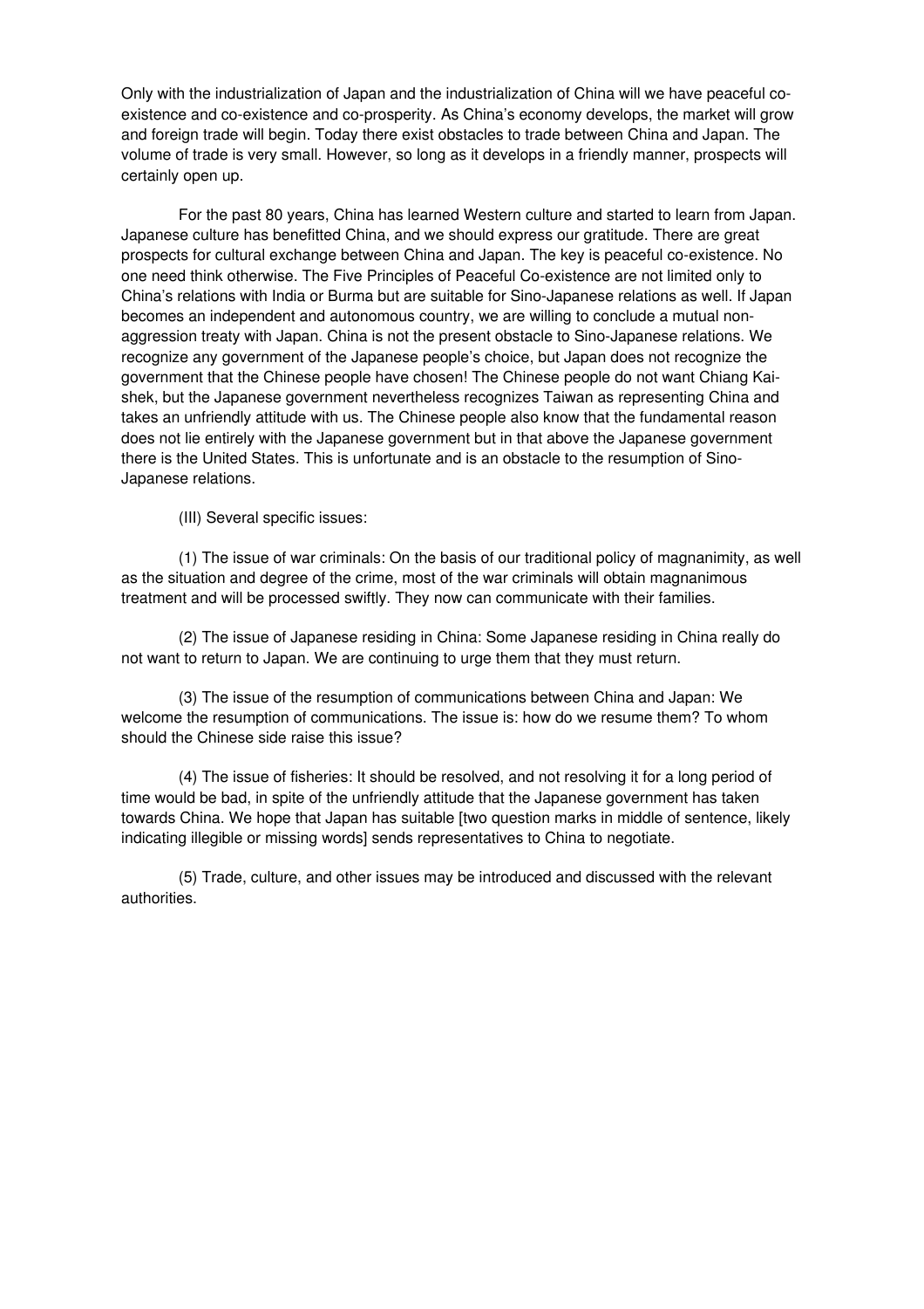Only with the industrialization of Japan and the industrialization of China will we have peaceful co-existence and co-existence and co-prosperity. As China's economy develops, the market will grow and foreign trade will begin. Today there exist obstacles to trade between China and Japan. The volume of trade is very small. However, so long as it develops in a friendly manner, prospects will certainly open up.

For the past 80 years, China has learned Western culture and started to learn from Japan. Japanese culture has benefitted China, and we should express our gratitude. There are great prospects for cultural exchange between China and Japan. The key is peaceful co-existence. No one need think otherwise. The Five Principles of Peaceful Co-existence are not limited only to China's relations with India or Burma but are suitable for Sino-Japanese relations as well. If Japan becomes an independent and autonomous country, we are willing to conclude a mutual non-aggression treaty with Japan. China is not the present obstacle to Sino-Japanese relations. We recognize any government of the Japanese people's choice, but Japan does not recognize the government that the Chinese people have chosen! The Chinese people do not want Chiang Kai-shek, but the Japanese government nevertheless recognizes Taiwan as representing China and takes an unfriendly attitude with us. The Chinese people also know that the fundamental reason does not lie entirely with the Japanese government but in that above the Japanese government there is the United States. This is unfortunate and is an obstacle to the resumption of Sino-Japanese relations.

(III) Several specific issues:

(1) The issue of war criminals: On the basis of our traditional policy of magnanimity, as well as the situation and degree of the crime, most of the war criminals will obtain magnanimous treatment and will be processed swiftly. They now can communicate with their families.

(2) The issue of Japanese residing in China: Some Japanese residing in China really do not want to return to Japan. We are continuing to urge them that they must return.

(3) The issue of the resumption of communications between China and Japan: We welcome the resumption of communications. The issue is: how do we resume them? To whom should the Chinese side raise this issue?

(4) The issue of fisheries: It should be resolved, and not resolving it for a long period of time would be bad, in spite of the unfriendly attitude that the Japanese government has taken towards China. We hope that Japan has suitable [two question marks in middle of sentence, likely indicating illegible or missing words] sends representatives to China to negotiate.

(5) Trade, culture, and other issues may be introduced and discussed with the relevant authorities.